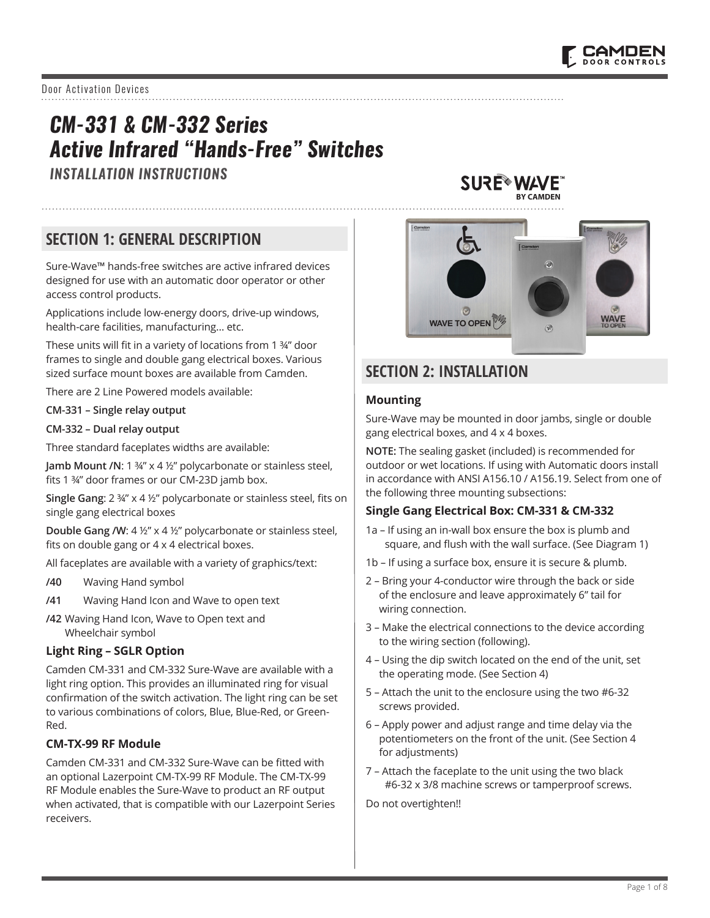Door Activation Devices

# CM-331 & CM-332 Series
# Active Infrared "Hands-Free" Switches

*INSTALLATION INSTRUCTIONS*

## SECTION 1: GENERAL DESCRIPTION

Sure-Wave™ hands-free switches are active infrared devices designed for use with an automatic door operator or other access control products.

Applications include low-energy doors, drive-up windows, health-care facilities, manufacturing... etc.

These units will fit in a variety of locations from 1 ¾" door frames to single and double gang electrical boxes. Various sized surface mount boxes are available from Camden.

There are 2 Line Powered models available:

**CM-331 – Single relay output**

**CM-332 – Dual relay output**

Three standard faceplates widths are available:

**Jamb Mount /N**: 1 ¾" x 4 ½" polycarbonate or stainless steel, fits 1 ¾" door frames or our CM-23D jamb box.

**Single Gang**: 2 ¾" x 4 ½" polycarbonate or stainless steel, fits on single gang electrical boxes

**Double Gang /W**: 4 ½" x 4 ½" polycarbonate or stainless steel, fits on double gang or 4 x 4 electrical boxes.

All faceplates are available with a variety of graphics/text:

**/40** Waving Hand symbol

**/41** Waving Hand Icon and Wave to open text

**/42** Waving Hand Icon, Wave to Open text and Wheelchair symbol

### Light Ring – SGLR Option

Camden CM-331 and CM-332 Sure-Wave are available with a light ring option. This provides an illuminated ring for visual confirmation of the switch activation. The light ring can be set to various combinations of colors, Blue, Blue-Red, or Green-Red.

### CM-TX-99 RF Module

Camden CM-331 and CM-332 Sure-Wave can be fitted with an optional Lazerpoint CM-TX-99 RF Module. The CM-TX-99 RF Module enables the Sure-Wave to product an RF output when activated, that is compatible with our Lazerpoint Series receivers.

## SECTION 2: INSTALLATION

### Mounting

Sure-Wave may be mounted in door jambs, single or double gang electrical boxes, and 4 x 4 boxes.

**NOTE:** The sealing gasket (included) is recommended for outdoor or wet locations. If using with Automatic doors install in accordance with ANSI A156.10 / A156.19. Select from one of the following three mounting subsections:

### Single Gang Electrical Box: CM-331 & CM-332

1a – If using an in-wall box ensure the box is plumb and square, and flush with the wall surface. (See Diagram 1)

1b – If using a surface box, ensure it is secure & plumb.

2 – Bring your 4-conductor wire through the back or side of the enclosure and leave approximately 6" tail for wiring connection.

3 – Make the electrical connections to the device according to the wiring section (following).

4 – Using the dip switch located on the end of the unit, set the operating mode. (See Section 4)

5 – Attach the unit to the enclosure using the two #6-32 screws provided.

6 – Apply power and adjust range and time delay via the potentiometers on the front of the unit. (See Section 4 for adjustments)

7 – Attach the faceplate to the unit using the two black #6-32 x 3/8 machine screws or tamperproof screws.

Do not overtighten!!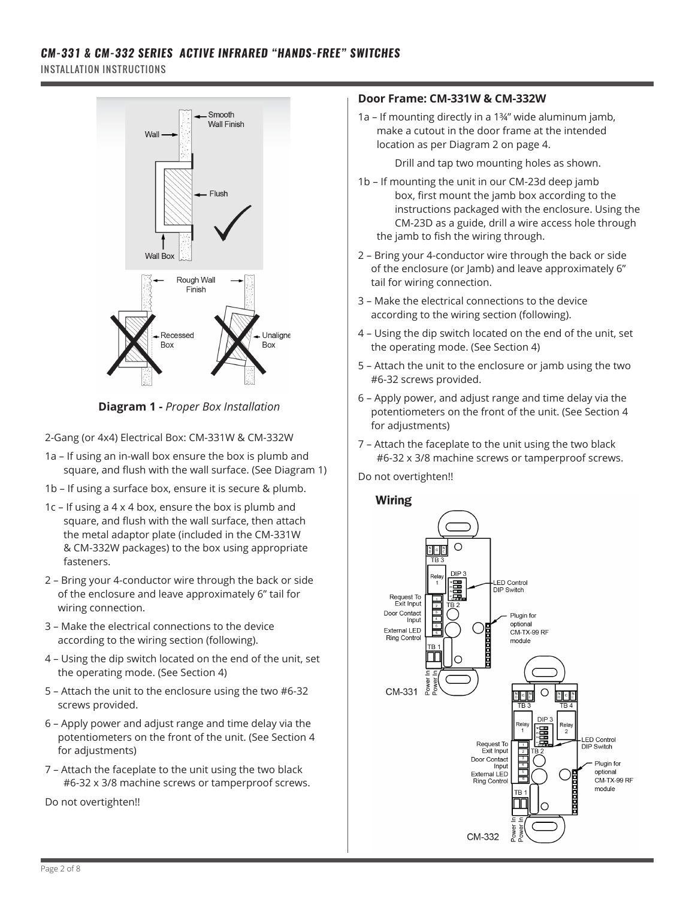## Diagram 1 - *Proper Box Installation*

2-Gang (or 4x4) Electrical Box: CM-331W & CM-332W

1a – If using an in-wall box ensure the box is plumb and square, and flush with the wall surface. (See Diagram 1)

1b – If using a surface box, ensure it is secure & plumb.

1c – If using a 4 x 4 box, ensure the box is plumb and square, and flush with the wall surface, then attach the metal adaptor plate (included in the CM-331W & CM-332W packages) to the box using appropriate fasteners.

2 – Bring your 4-conductor wire through the back or side of the enclosure and leave approximately 6" tail for wiring connection.

3 – Make the electrical connections to the device according to the wiring section (following).

4 – Using the dip switch located on the end of the unit, set the operating mode. (See Section 4)

5 – Attach the unit to the enclosure using the two #6-32 screws provided.

6 – Apply power and adjust range and time delay via the potentiometers on the front of the unit. (See Section 4 for adjustments)

7 – Attach the faceplate to the unit using the two black #6-32 x 3/8 machine screws or tamperproof screws.

Do not overtighten!!

### Door Frame: CM-331W & CM-332W

1a – If mounting directly in a 1¾" wide aluminum jamb, make a cutout in the door frame at the intended location as per Diagram 2 on page 4.

Drill and tap two mounting holes as shown.

1b – If mounting the unit in our CM-23d deep jamb box, first mount the jamb box according to the instructions packaged with the enclosure. Using the CM-23D as a guide, drill a wire access hole through the jamb to fish the wiring through.

2 – Bring your 4-conductor wire through the back or side of the enclosure (or Jamb) and leave approximately 6" tail for wiring connection.

3 – Make the electrical connections to the device according to the wiring section (following).

4 – Using the dip switch located on the end of the unit, set the operating mode. (See Section 4)

5 – Attach the unit to the enclosure or jamb using the two #6-32 screws provided.

6 – Apply power, and adjust range and time delay via the potentiometers on the front of the unit. (See Section 4 for adjustments)

7 – Attach the faceplate to the unit using the two black #6-32 x 3/8 machine screws or tamperproof screws.

Do not overtighten!!

### Wiring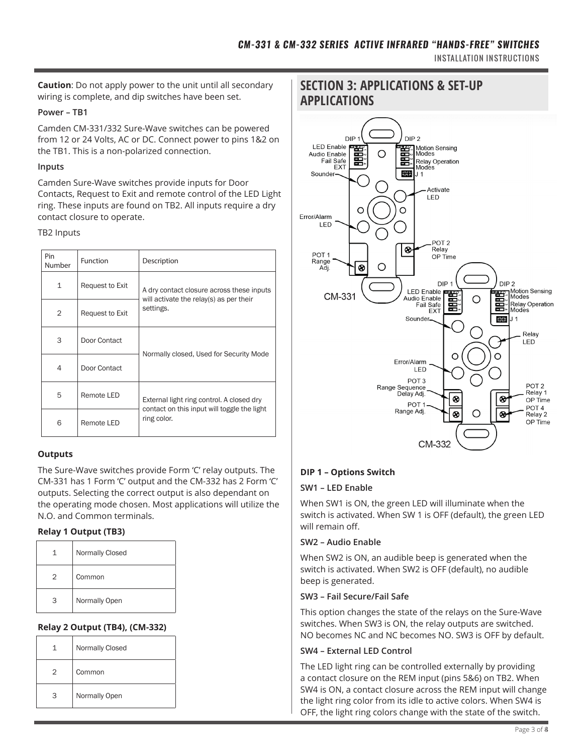**Caution**: Do not apply power to the unit until all secondary wiring is complete, and dip switches have been set.

**Power – TB1**

Camden CM-331/332 Sure-Wave switches can be powered from 12 or 24 Volts, AC or DC. Connect power to pins 1&2 on the TB1. This is a non-polarized connection.

**Inputs**

Camden Sure-Wave switches provide inputs for Door Contacts, Request to Exit and remote control of the LED Light ring. These inputs are found on TB2. All inputs require a dry contact closure to operate.

TB2 Inputs

| Pin Number | Function | Description |
|---|---|---|
| 1 | Request to Exit | A dry contact closure across these inputs will activate the relay(s) as per their settings. |
| 2 | Request to Exit | |
| 3 | Door Contact | Normally closed, Used for Security Mode |
| 4 | Door Contact | |
| 5 | Remote LED | External light ring control. A closed dry contact on this input will toggle the light ring color. |
| 6 | Remote LED | |

**Outputs**

The Sure-Wave switches provide Form 'C' relay outputs. The CM-331 has 1 Form 'C' output and the CM-332 has 2 Form 'C' outputs. Selecting the correct output is also dependant on the operating mode chosen. Most applications will utilize the N.O. and Common terminals.

**Relay 1 Output (TB3)**

| | |
|---|---|
| 1 | Normally Closed |
| 2 | Common |
| 3 | Normally Open |

**Relay 2 Output (TB4), (CM-332)**

| | |
|---|---|
| 1 | Normally Closed |
| 2 | Common |
| 3 | Normally Open |

## SECTION 3: APPLICATIONS & SET-UP APPLICATIONS

**DIP 1 – Options Switch**

**SW1 – LED Enable**

When SW1 is ON, the green LED will illuminate when the switch is activated. When SW 1 is OFF (default), the green LED will remain off.

**SW2 – Audio Enable**

When SW2 is ON, an audible beep is generated when the switch is activated. When SW2 is OFF (default), no audible beep is generated.

**SW3 – Fail Secure/Fail Safe**

This option changes the state of the relays on the Sure-Wave switches. When SW3 is ON, the relay outputs are switched. NO becomes NC and NC becomes NO. SW3 is OFF by default.

**SW4 – External LED Control**

The LED light ring can be controlled externally by providing a contact closure on the REM input (pins 5&6) on TB2. When SW4 is ON, a contact closure across the REM input will change the light ring color from its idle to active colors. When SW4 is OFF, the light ring colors change with the state of the switch.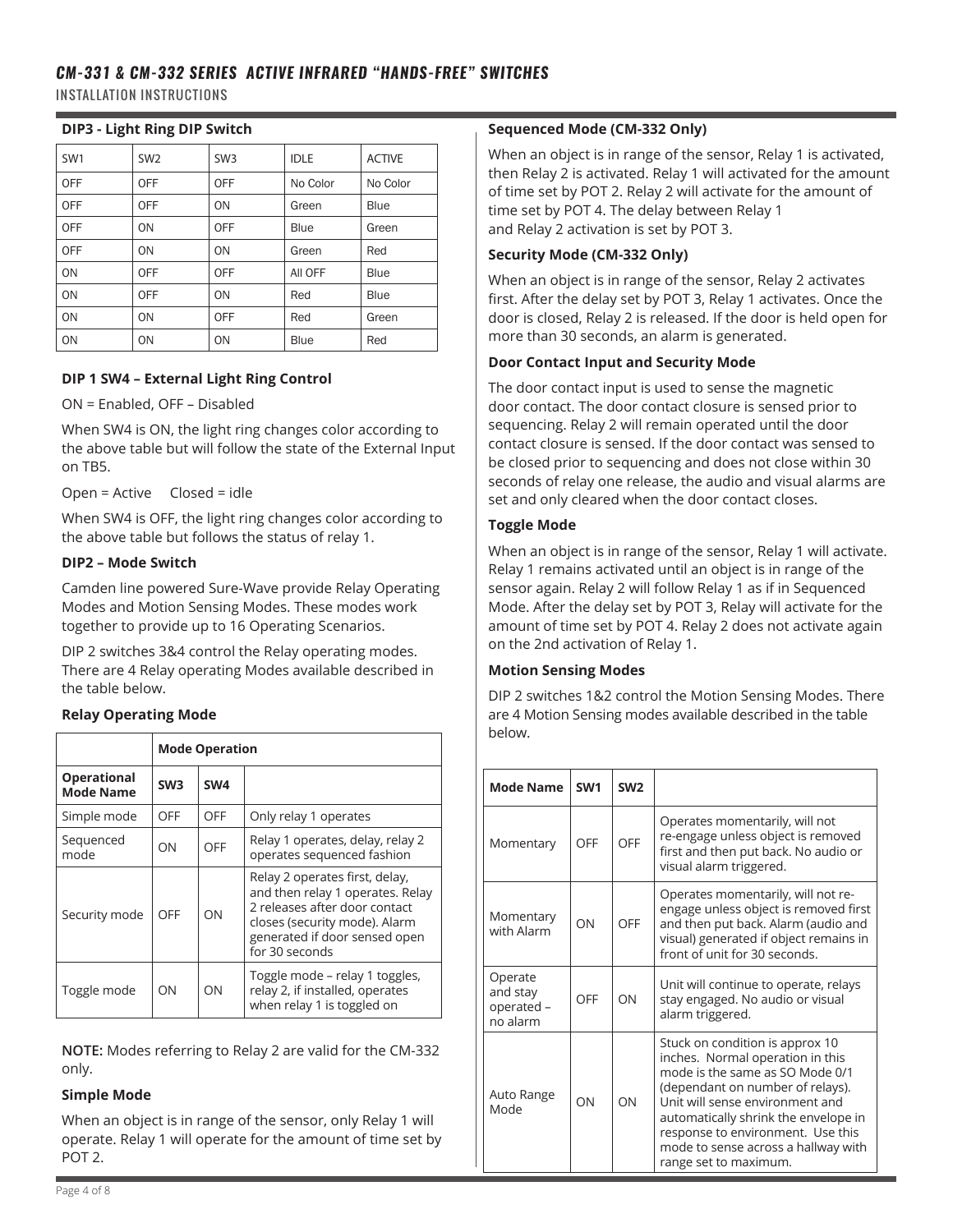## DIP3 - Light Ring DIP Switch

| SW1 | SW2 | SW3 | IDLE | ACTIVE |
|---|---|---|---|---|
| OFF | OFF | OFF | No Color | No Color |
| OFF | OFF | ON | Green | Blue |
| OFF | ON | OFF | Blue | Green |
| OFF | ON | ON | Green | Red |
| ON | OFF | OFF | All OFF | Blue |
| ON | OFF | ON | Red | Blue |
| ON | ON | OFF | Red | Green |
| ON | ON | ON | Blue | Red |

### DIP 1 SW4 – External Light Ring Control

ON = Enabled, OFF – Disabled

When SW4 is ON, the light ring changes color according to the above table but will follow the state of the External Input on TB5.

Open = Active     Closed = idle

When SW4 is OFF, the light ring changes color according to the above table but follows the status of relay 1.

### DIP2 – Mode Switch

Camden line powered Sure-Wave provide Relay Operating Modes and Motion Sensing Modes. These modes work together to provide up to 16 Operating Scenarios.

DIP 2 switches 3&4 control the Relay operating modes. There are 4 Relay operating Modes available described in the table below.

### Relay Operating Mode

| | **Mode Operation** | | |
|---|---|---|---|
| **Operational Mode Name** | **SW3** | **SW4** | |
| Simple mode | OFF | OFF | Only relay 1 operates |
| Sequenced mode | ON | OFF | Relay 1 operates, delay, relay 2 operates sequenced fashion |
| Security mode | OFF | ON | Relay 2 operates first, delay, and then relay 1 operates. Relay 2 releases after door contact closes (security mode). Alarm generated if door sensed open for 30 seconds |
| Toggle mode | ON | ON | Toggle mode – relay 1 toggles, relay 2, if installed, operates when relay 1 is toggled on |

**NOTE:** Modes referring to Relay 2 are valid for the CM-332 only.

### Simple Mode

When an object is in range of the sensor, only Relay 1 will operate. Relay 1 will operate for the amount of time set by POT 2.

### Sequenced Mode (CM-332 Only)

When an object is in range of the sensor, Relay 1 is activated, then Relay 2 is activated. Relay 1 will activated for the amount of time set by POT 2. Relay 2 will activate for the amount of time set by POT 4. The delay between Relay 1 and Relay 2 activation is set by POT 3.

### Security Mode (CM-332 Only)

When an object is in range of the sensor, Relay 2 activates first. After the delay set by POT 3, Relay 1 activates. Once the door is closed, Relay 2 is released. If the door is held open for more than 30 seconds, an alarm is generated.

### Door Contact Input and Security Mode

The door contact input is used to sense the magnetic door contact. The door contact closure is sensed prior to sequencing. Relay 2 will remain operated until the door contact closure is sensed. If the door contact was sensed to be closed prior to sequencing and does not close within 30 seconds of relay one release, the audio and visual alarms are set and only cleared when the door contact closes.

### Toggle Mode

When an object is in range of the sensor, Relay 1 will activate. Relay 1 remains activated until an object is in range of the sensor again. Relay 2 will follow Relay 1 as if in Sequenced Mode. After the delay set by POT 3, Relay will activate for the amount of time set by POT 4. Relay 2 does not activate again on the 2nd activation of Relay 1.

### Motion Sensing Modes

DIP 2 switches 1&2 control the Motion Sensing Modes. There are 4 Motion Sensing modes available described in the table below.

| **Mode Name** | **SW1** | **SW2** | |
|---|---|---|---|
| Momentary | OFF | OFF | Operates momentarily, will not re-engage unless object is removed first and then put back. No audio or visual alarm triggered. |
| Momentary with Alarm | ON | OFF | Operates momentarily, will not re-engage unless object is removed first and then put back. Alarm (audio and visual) generated if object remains in front of unit for 30 seconds. |
| Operate and stay operated – no alarm | OFF | ON | Unit will continue to operate, relays stay engaged. No audio or visual alarm triggered. |
| Auto Range Mode | ON | ON | Stuck on condition is approx 10 inches. Normal operation in this mode is the same as SO Mode 0/1 (dependant on number of relays). Unit will sense environment and automatically shrink the envelope in response to environment. Use this mode to sense across a hallway with range set to maximum. |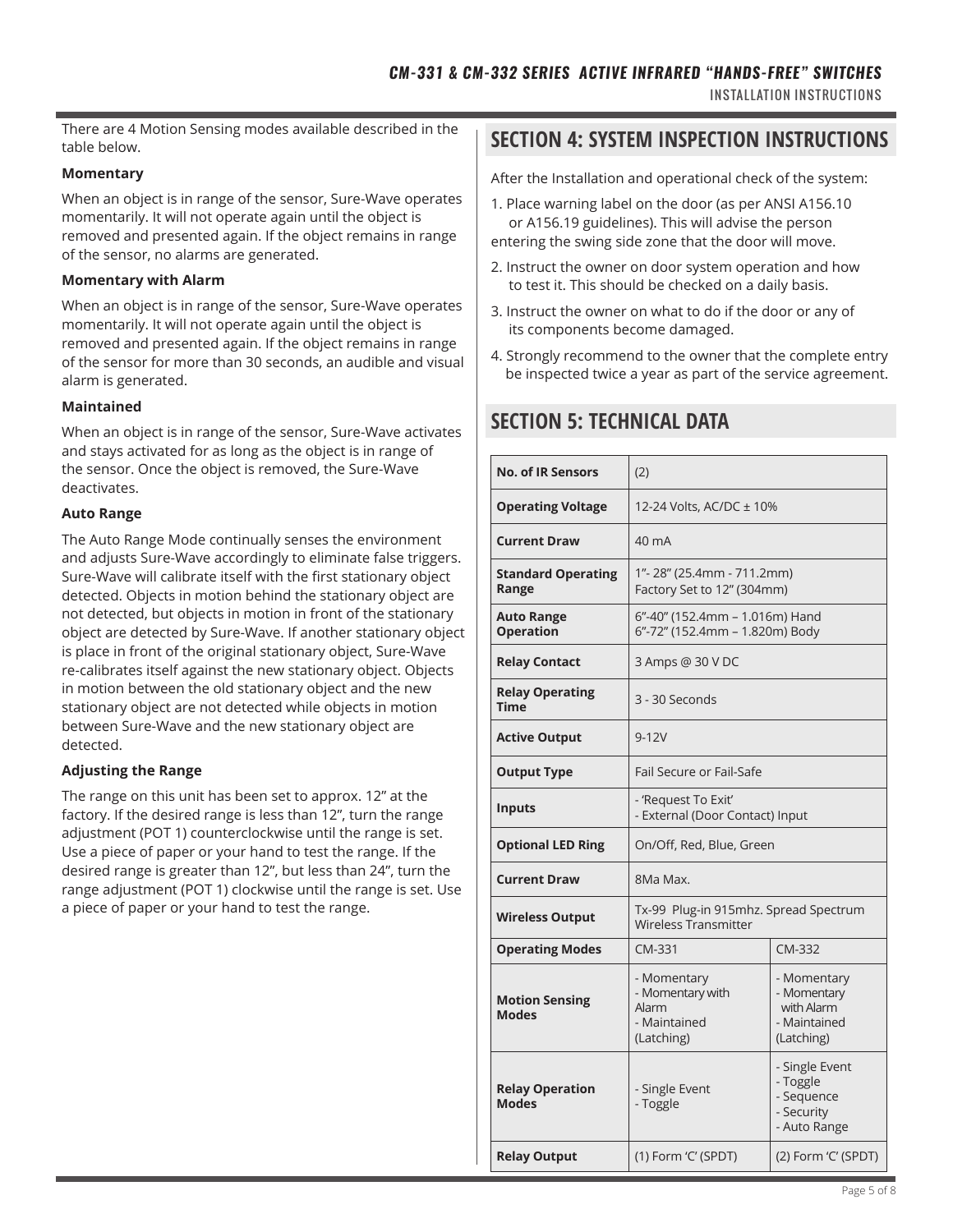There are 4 Motion Sensing modes available described in the table below.

**Momentary**

When an object is in range of the sensor, Sure-Wave operates momentarily. It will not operate again until the object is removed and presented again. If the object remains in range of the sensor, no alarms are generated.

**Momentary with Alarm**

When an object is in range of the sensor, Sure-Wave operates momentarily. It will not operate again until the object is removed and presented again. If the object remains in range of the sensor for more than 30 seconds, an audible and visual alarm is generated.

**Maintained**

When an object is in range of the sensor, Sure-Wave activates and stays activated for as long as the object is in range of the sensor. Once the object is removed, the Sure-Wave deactivates.

**Auto Range**

The Auto Range Mode continually senses the environment and adjusts Sure-Wave accordingly to eliminate false triggers. Sure-Wave will calibrate itself with the first stationary object detected. Objects in motion behind the stationary object are not detected, but objects in motion in front of the stationary object are detected by Sure-Wave. If another stationary object is place in front of the original stationary object, Sure-Wave re-calibrates itself against the new stationary object. Objects in motion between the old stationary object and the new stationary object are not detected while objects in motion between Sure-Wave and the new stationary object are detected.

**Adjusting the Range**

The range on this unit has been set to approx. 12" at the factory. If the desired range is less than 12", turn the range adjustment (POT 1) counterclockwise until the range is set. Use a piece of paper or your hand to test the range. If the desired range is greater than 12", but less than 24", turn the range adjustment (POT 1) clockwise until the range is set. Use a piece of paper or your hand to test the range.

## SECTION 4: SYSTEM INSPECTION INSTRUCTIONS

After the Installation and operational check of the system:

1. Place warning label on the door (as per ANSI A156.10 or A156.19 guidelines). This will advise the person entering the swing side zone that the door will move.
2. Instruct the owner on door system operation and how to test it. This should be checked on a daily basis.
3. Instruct the owner on what to do if the door or any of its components become damaged.
4. Strongly recommend to the owner that the complete entry be inspected twice a year as part of the service agreement.

## SECTION 5: TECHNICAL DATA

| | | |
|---|---|---|
| **No. of IR Sensors** | (2) | |
| **Operating Voltage** | 12-24 Volts, AC/DC ± 10% | |
| **Current Draw** | 40 mA | |
| **Standard Operating Range** | 1"- 28" (25.4mm - 711.2mm) Factory Set to 12" (304mm) | |
| **Auto Range Operation** | 6"-40" (152.4mm – 1.016m) Hand 6"-72" (152.4mm – 1.820m) Body | |
| **Relay Contact** | 3 Amps @ 30 V DC | |
| **Relay Operating Time** | 3 - 30 Seconds | |
| **Active Output** | 9-12V | |
| **Output Type** | Fail Secure or Fail-Safe | |
| **Inputs** | - 'Request To Exit'<br>- External (Door Contact) Input | |
| **Optional LED Ring** | On/Off, Red, Blue, Green | |
| **Current Draw** | 8Ma Max. | |
| **Wireless Output** | Tx-99 Plug-in 915mhz. Spread Spectrum Wireless Transmitter | |
| **Operating Modes** | CM-331 | CM-332 |
| **Motion Sensing Modes** | - Momentary<br>- Momentary with Alarm<br>- Maintained (Latching) | - Momentary<br>- Momentary with Alarm<br>- Maintained (Latching) |
| **Relay Operation Modes** | - Single Event<br>- Toggle | - Single Event<br>- Toggle<br>- Sequence<br>- Security<br>- Auto Range |
| **Relay Output** | (1) Form 'C' (SPDT) | (2) Form 'C' (SPDT) |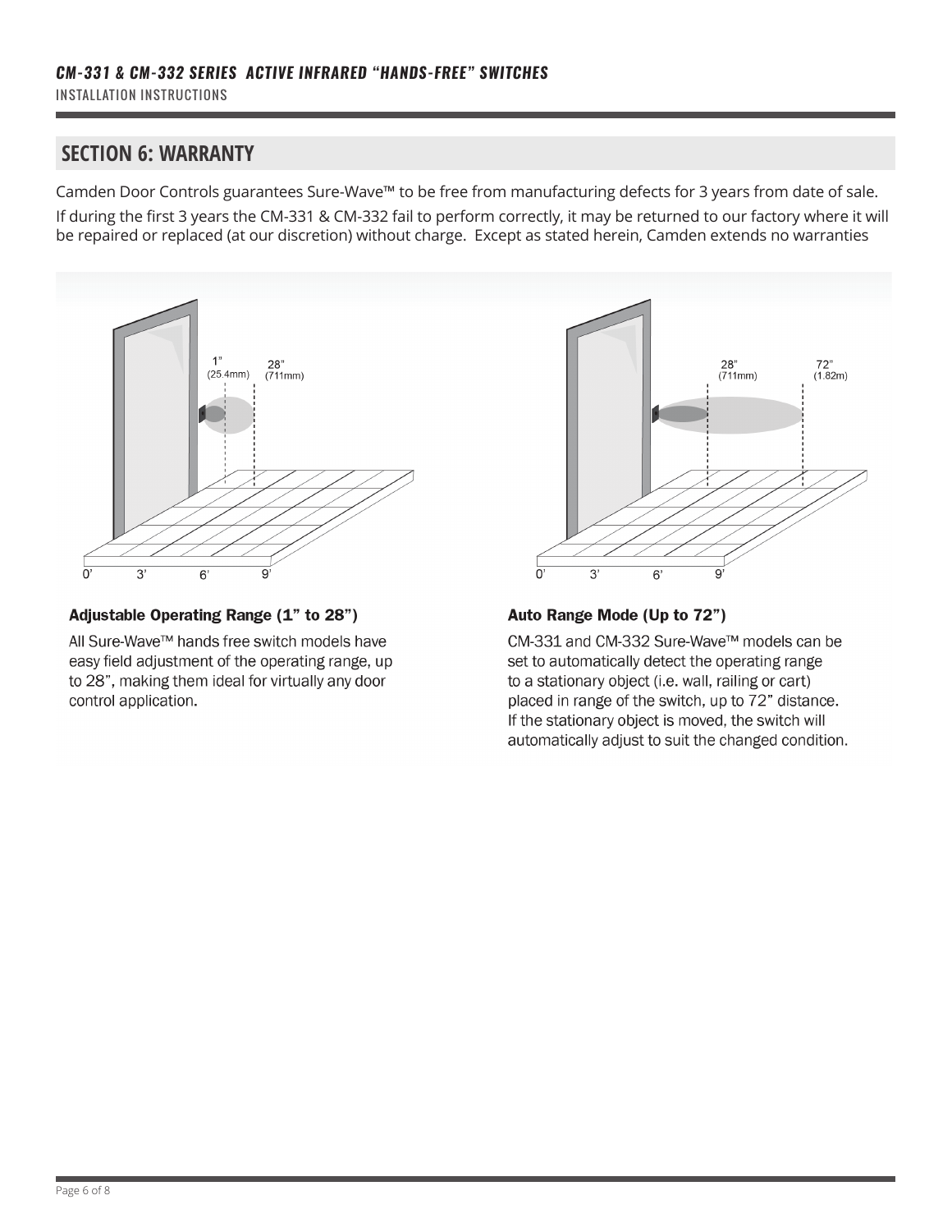## SECTION 6: WARRANTY

Camden Door Controls guarantees Sure-Wave™ to be free from manufacturing defects for 3 years from date of sale.

If during the first 3 years the CM-331 & CM-332 fail to perform correctly, it may be returned to our factory where it will be repaired or replaced (at our discretion) without charge. Except as stated herein, Camden extends no warranties

1" (25.4mm) 28" (711mm)

0' 3' 6' 9'

### Adjustable Operating Range (1" to 28")

All Sure-Wave™ hands free switch models have easy field adjustment of the operating range, up to 28", making them ideal for virtually any door control application.

28" (711mm) 72" (1.82m)

0' 3' 6' 9'

### Auto Range Mode (Up to 72")

CM-331 and CM-332 Sure-Wave™ models can be set to automatically detect the operating range to a stationary object (i.e. wall, railing or cart) placed in range of the switch, up to 72" distance. If the stationary object is moved, the switch will automatically adjust to suit the changed condition.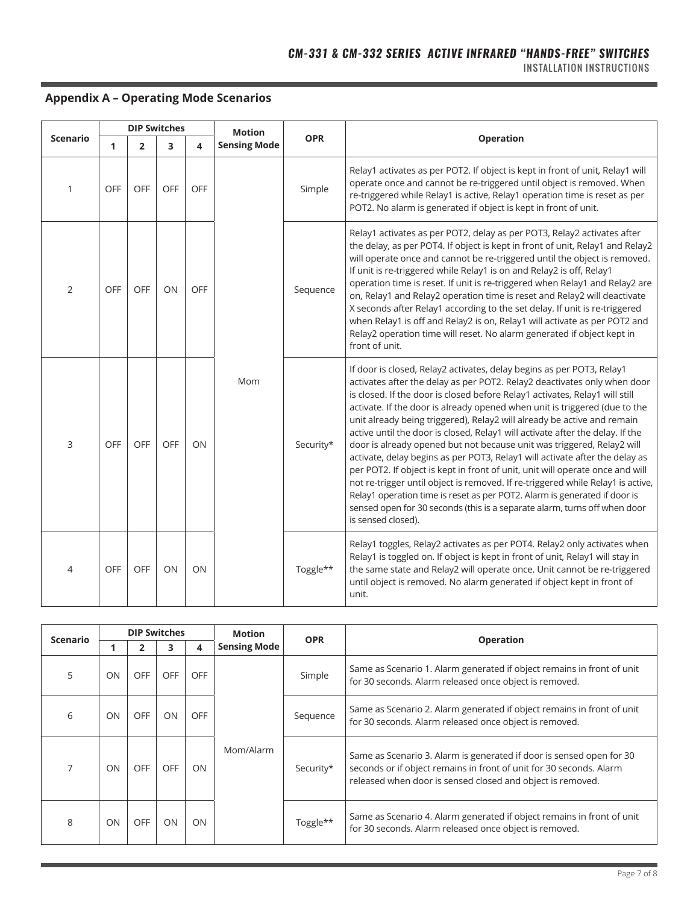## Appendix A – Operating Mode Scenarios

| Scenario | DIP Switches | | | | Motion Sensing Mode | OPR | Operation |
|---|---|---|---|---|---|---|---|
| | 1 | 2 | 3 | 4 | | | |
| 1 | OFF | OFF | OFF | OFF | Mom | Simple | Relay1 activates as per POT2. If object is kept in front of unit, Relay1 will operate once and cannot be re-triggered until object is removed. When re-triggered while Relay1 is active, Relay1 operation time is reset as per POT2. No alarm is generated if object is kept in front of unit. |
| 2 | OFF | OFF | ON | OFF | Mom | Sequence | Relay1 activates as per POT2, delay as per POT3, Relay2 activates after the delay, as per POT4. If object is kept in front of unit, Relay1 and Relay2 will operate once and cannot be re-triggered until the object is removed. If unit is re-triggered while Relay1 is on and Relay2 is off, Relay1 operation time is reset. If unit is re-triggered when Relay1 and Relay2 are on, Relay1 and Relay2 operation time is reset and Relay2 will deactivate X seconds after Relay1 according to the set delay. If unit is re-triggered when Relay1 is off and Relay2 is on, Relay1 will activate as per POT2 and Relay2 operation time will reset. No alarm generated if object kept in front of unit. |
| 3 | OFF | OFF | OFF | ON | Mom | Security* | If door is closed, Relay2 activates, delay begins as per POT3, Relay1 activates after the delay as per POT2. Relay2 deactivates only when door is closed. If the door is closed before Relay1 activates, Relay1 will still activate. If the door is already opened when unit is triggered (due to the unit already being triggered), Relay2 will already be active and remain active until the door is closed, Relay1 will activate after the delay. If the door is already opened but not because unit was triggered, Relay2 will activate, delay begins as per POT3, Relay1 will activate after the delay as per POT2. If object is kept in front of unit, unit will operate once and will not re-trigger until object is removed. If re-triggered while Relay1 is active, Relay1 operation time is reset as per POT2. Alarm is generated if door is sensed open for 30 seconds (this is a separate alarm, turns off when door is sensed closed). |
| 4 | OFF | OFF | ON | ON | Mom | Toggle** | Relay1 toggles, Relay2 activates as per POT4. Relay2 only activates when Relay1 is toggled on. If object is kept in front of unit, Relay1 will stay in the same state and Relay2 will operate once. Unit cannot be re-triggered until object is removed. No alarm generated if object kept in front of unit. |

| Scenario | DIP Switches | | | | Motion Sensing Mode | OPR | Operation |
|---|---|---|---|---|---|---|---|
| | 1 | 2 | 3 | 4 | | | |
| 5 | ON | OFF | OFF | OFF | Mom/Alarm | Simple | Same as Scenario 1. Alarm generated if object remains in front of unit for 30 seconds. Alarm released once object is removed. |
| 6 | ON | OFF | ON | OFF | Mom/Alarm | Sequence | Same as Scenario 2. Alarm generated if object remains in front of unit for 30 seconds. Alarm released once object is removed. |
| 7 | ON | OFF | OFF | ON | Mom/Alarm | Security* | Same as Scenario 3. Alarm is generated if door is sensed open for 30 seconds or if object remains in front of unit for 30 seconds. Alarm released when door is sensed closed and object is removed. |
| 8 | ON | OFF | ON | ON | Mom/Alarm | Toggle** | Same as Scenario 4. Alarm generated if object remains in front of unit for 30 seconds. Alarm released once object is removed. |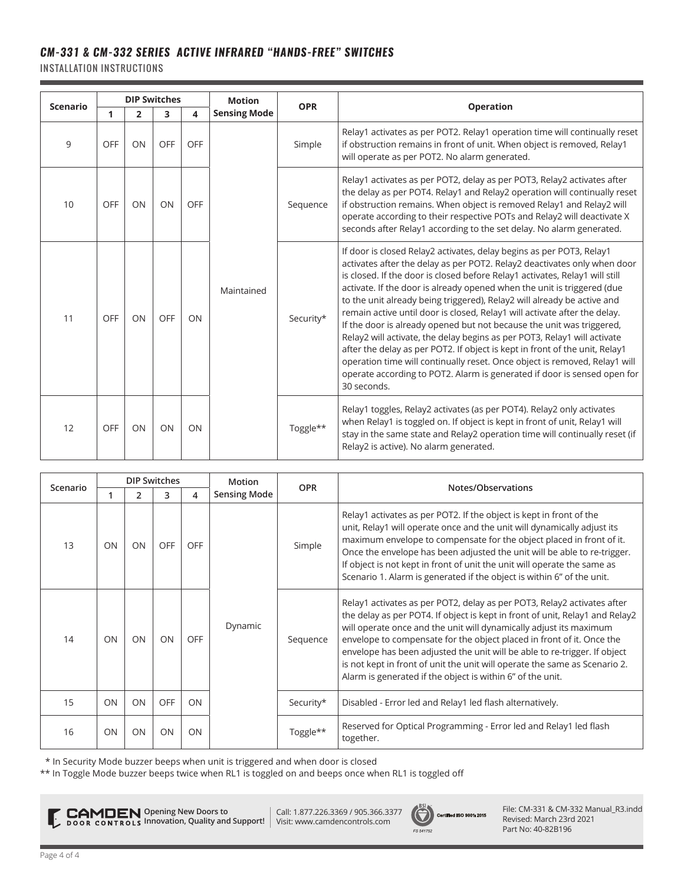## CM-331 & CM-332 SERIES ACTIVE INFRARED "HANDS-FREE" SWITCHES

INSTALLATION INSTRUCTIONS

| Scenario | DIP Switches | | | | Motion Sensing Mode | OPR | Operation |
|---|---|---|---|---|---|---|---|
| | 1 | 2 | 3 | 4 | | | |
| 9 | OFF | ON | OFF | OFF | Maintained | Simple | Relay1 activates as per POT2. Relay1 operation time will continually reset if obstruction remains in front of unit. When object is removed, Relay1 will operate as per POT2. No alarm generated. |
| 10 | OFF | ON | ON | OFF | Maintained | Sequence | Relay1 activates as per POT2, delay as per POT3, Relay2 activates after the delay as per POT4. Relay1 and Relay2 operation will continually reset if obstruction remains. When object is removed Relay1 and Relay2 will operate according to their respective POTs and Relay2 will deactivate X seconds after Relay1 according to the set delay. No alarm generated. |
| 11 | OFF | ON | OFF | ON | Maintained | Security* | If door is closed Relay2 activates, delay begins as per POT3, Relay1 activates after the delay as per POT2. Relay2 deactivates only when door is closed. If the door is closed before Relay1 activates, Relay1 will still activate. If the door is already opened when the unit is triggered (due to the unit already being triggered), Relay2 will already be active and remain active until door is closed, Relay1 will activate after the delay. If the door is already opened but not because the unit was triggered, Relay2 will activate, the delay begins as per POT3, Relay1 will activate after the delay as per POT2. If object is kept in front of the unit, Relay1 operation time will continually reset. Once object is removed, Relay1 will operate according to POT2. Alarm is generated if door is sensed open for 30 seconds. |
| 12 | OFF | ON | ON | ON | Maintained | Toggle** | Relay1 toggles, Relay2 activates (as per POT4). Relay2 only activates when Relay1 is toggled on. If object is kept in front of unit, Relay1 will stay in the same state and Relay2 operation time will continually reset (if Relay2 is active). No alarm generated. |

| Scenario | DIP Switches | | | | Motion Sensing Mode | OPR | Notes/Observations |
|---|---|---|---|---|---|---|---|
| | 1 | 2 | 3 | 4 | | | |
| 13 | ON | ON | OFF | OFF | Dynamic | Simple | Relay1 activates as per POT2. If the object is kept in front of the unit, Relay1 will operate once and the unit will dynamically adjust its maximum envelope to compensate for the object placed in front of it. Once the envelope has been adjusted the unit will be able to re-trigger. If object is not kept in front of unit the unit will operate the same as Scenario 1. Alarm is generated if the object is within 6" of the unit. |
| 14 | ON | ON | ON | OFF | Dynamic | Sequence | Relay1 activates as per POT2, delay as per POT3, Relay2 activates after the delay as per POT4. If object is kept in front of unit, Relay1 and Relay2 will operate once and the unit will dynamically adjust its maximum envelope to compensate for the object placed in front of it. Once the envelope has been adjusted the unit will be able to re-trigger. If object is not kept in front of unit the unit will operate the same as Scenario 2. Alarm is generated if the object is within 6" of the unit. |
| 15 | ON | ON | OFF | ON | Dynamic | Security* | Disabled - Error led and Relay1 led flash alternatively. |
| 16 | ON | ON | ON | ON | Dynamic | Toggle** | Reserved for Optical Programming - Error led and Relay1 led flash together. |

\* In Security Mode buzzer beeps when unit is triggered and when door is closed

\*\* In Toggle Mode buzzer beeps twice when RL1 is toggled on and beeps once when RL1 is toggled off

CAMDEN DOOR CONTROLS Opening New Doors to Innovation, Quality and Support!

Call: 1.877.226.3369 / 905.366.3377
Visit: www.camdencontrols.com

Certified ISO 9001:2015 FS 541752

File: CM-331 & CM-332 Manual_R3.indd
Revised: March 23rd 2021
Part No: 40-82B196